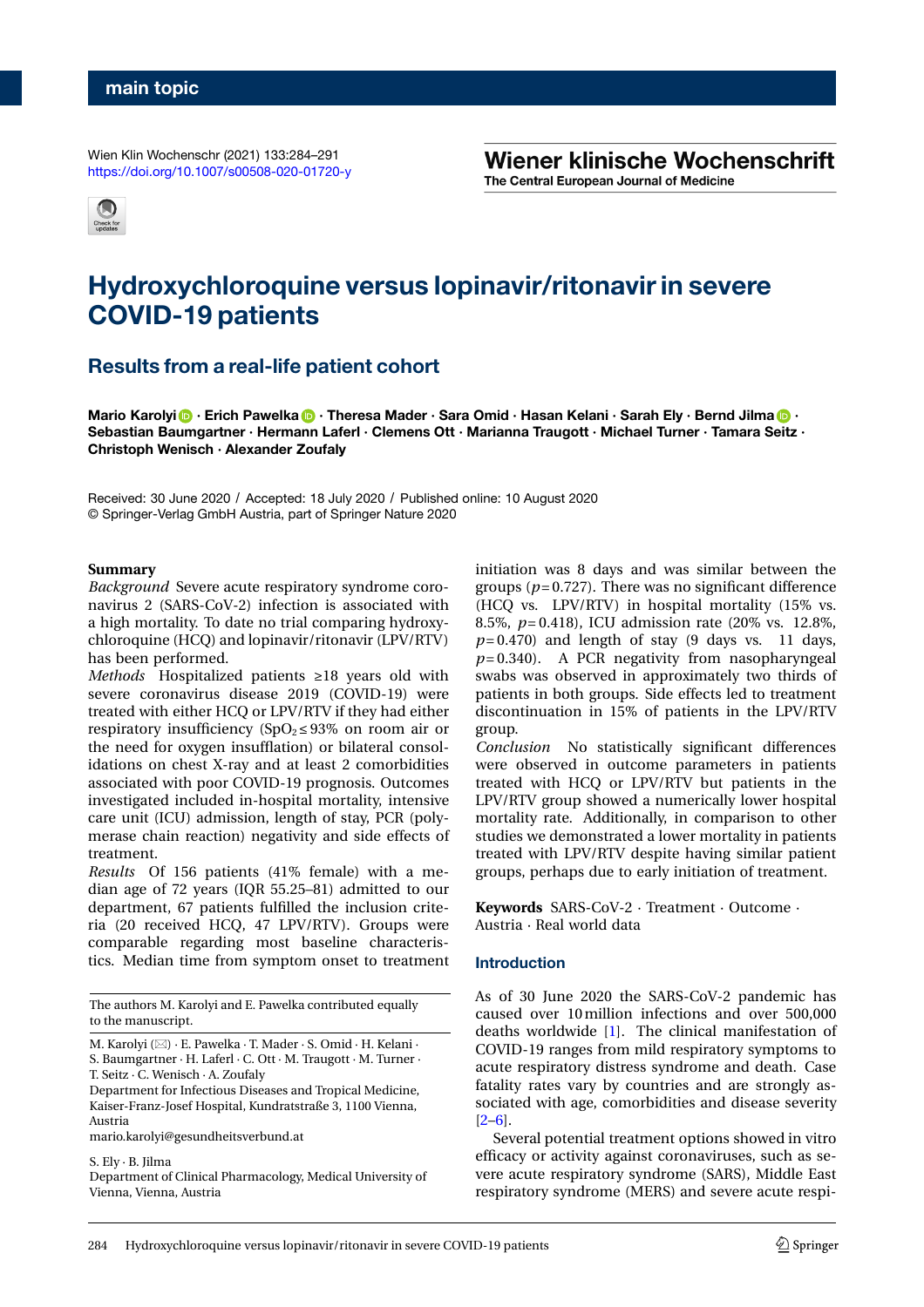main topic

Wien Klin Wochenschr (2021) 133:284–291
https://doi.org/10.1007/s00508-020-01720-y

**Wiener klinische Wochenschrift**
The Central European Journal of Medicine

# Hydroxychloroquine versus lopinavir/ritonavir in severe COVID-19 patients

## Results from a real-life patient cohort

**Mario Karolyi · Erich Pawelka · Theresa Mader · Sara Omid · Hasan Kelani · Sarah Ely · Bernd Jilma · Sebastian Baumgartner · Hermann Laferl · Clemens Ott · Marianna Traugott · Michael Turner · Tamara Seitz · Christoph Wenisch · Alexander Zoufaly**

Received: 30 June 2020 / Accepted: 18 July 2020 / Published online: 10 August 2020
© Springer-Verlag GmbH Austria, part of Springer Nature 2020

**Summary**

*Background* Severe acute respiratory syndrome coronavirus 2 (SARS-CoV-2) infection is associated with a high mortality. To date no trial comparing hydroxychloroquine (HCQ) and lopinavir/ritonavir (LPV/RTV) has been performed.

*Methods* Hospitalized patients ≥18 years old with severe coronavirus disease 2019 (COVID-19) were treated with either HCQ or LPV/RTV if they had either respiratory insufficiency ($SpO_2 \leq 93\%$ on room air or the need for oxygen insufflation) or bilateral consolidations on chest X-ray and at least 2 comorbidities associated with poor COVID-19 prognosis. Outcomes investigated included in-hospital mortality, intensive care unit (ICU) admission, length of stay, PCR (polymerase chain reaction) negativity and side effects of treatment.

*Results* Of 156 patients (41% female) with a median age of 72 years (IQR 55.25–81) admitted to our department, 67 patients fulfilled the inclusion criteria (20 received HCQ, 47 LPV/RTV). Groups were comparable regarding most baseline characteristics. Median time from symptom onset to treatment initiation was 8 days and was similar between the groups ($p = 0.727$). There was no significant difference (HCQ vs. LPV/RTV) in hospital mortality (15% vs. 8.5%, $p = 0.418$), ICU admission rate (20% vs. 12.8%, $p = 0.470$) and length of stay (9 days vs. 11 days, $p = 0.340$). A PCR negativity from nasopharyngeal swabs was observed in approximately two thirds of patients in both groups. Side effects led to treatment discontinuation in 15% of patients in the LPV/RTV group.

*Conclusion* No statistically significant differences were observed in outcome parameters in patients treated with HCQ or LPV/RTV but patients in the LPV/RTV group showed a numerically lower hospital mortality rate. Additionally, in comparison to other studies we demonstrated a lower mortality in patients treated with LPV/RTV despite having similar patient groups, perhaps due to early initiation of treatment.

**Keywords** SARS-CoV-2 · Treatment · Outcome · Austria · Real world data

The authors M. Karolyi and E. Pawelka contributed equally to the manuscript.

M. Karolyi (✉) · E. Pawelka · T. Mader · S. Omid · H. Kelani · S. Baumgartner · H. Laferl · C. Ott · M. Traugott · M. Turner · T. Seitz · C. Wenisch · A. Zoufaly
Department for Infectious Diseases and Tropical Medicine, Kaiser-Franz-Josef Hospital, Kundratstraße 3, 1100 Vienna, Austria
mario.karolyi@gesundheitsverbund.at

S. Ely · B. Jilma
Department of Clinical Pharmacology, Medical University of Vienna, Vienna, Austria

## Introduction

As of 30 June 2020 the SARS-CoV-2 pandemic has caused over 10 million infections and over 500,000 deaths worldwide [1]. The clinical manifestation of COVID-19 ranges from mild respiratory symptoms to acute respiratory distress syndrome and death. Case fatality rates vary by countries and are strongly associated with age, comorbidities and disease severity [2–6].

Several potential treatment options showed in vitro efficacy or activity against coronaviruses, such as severe acute respiratory syndrome (SARS), Middle East respiratory syndrome (MERS) and severe acute respi-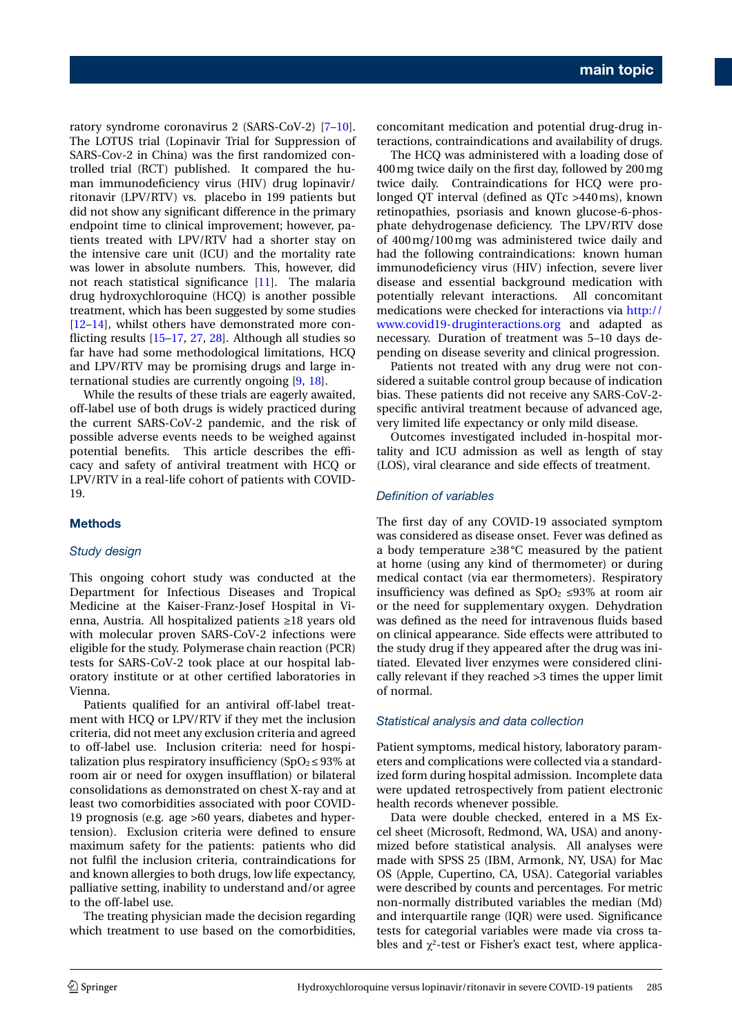ratory syndrome coronavirus 2 (SARS-CoV-2) [7–10]. The LOTUS trial (Lopinavir Trial for Suppression of SARS-Cov-2 in China) was the first randomized controlled trial (RCT) published. It compared the human immunodeficiency virus (HIV) drug lopinavir/ritonavir (LPV/RTV) vs. placebo in 199 patients but did not show any significant difference in the primary endpoint time to clinical improvement; however, patients treated with LPV/RTV had a shorter stay on the intensive care unit (ICU) and the mortality rate was lower in absolute numbers. This, however, did not reach statistical significance [11]. The malaria drug hydroxychloroquine (HCQ) is another possible treatment, which has been suggested by some studies [12–14], whilst others have demonstrated more conflicting results [15–17, 27, 28]. Although all studies so far have had some methodological limitations, HCQ and LPV/RTV may be promising drugs and large international studies are currently ongoing [9, 18].

While the results of these trials are eagerly awaited, off-label use of both drugs is widely practiced during the current SARS-CoV-2 pandemic, and the risk of possible adverse events needs to be weighed against potential benefits. This article describes the efficacy and safety of antiviral treatment with HCQ or LPV/RTV in a real-life cohort of patients with COVID-19.

## Methods

### *Study design*

This ongoing cohort study was conducted at the Department for Infectious Diseases and Tropical Medicine at the Kaiser-Franz-Josef Hospital in Vienna, Austria. All hospitalized patients ≥18 years old with molecular proven SARS-CoV-2 infections were eligible for the study. Polymerase chain reaction (PCR) tests for SARS-CoV-2 took place at our hospital laboratory institute or at other certified laboratories in Vienna.

Patients qualified for an antiviral off-label treatment with HCQ or LPV/RTV if they met the inclusion criteria, did not meet any exclusion criteria and agreed to off-label use. Inclusion criteria: need for hospitalization plus respiratory insufficiency ($SpO_2 \leq 93\%$ at room air or need for oxygen insufflation) or bilateral consolidations as demonstrated on chest X-ray and at least two comorbidities associated with poor COVID-19 prognosis (e.g. age >60 years, diabetes and hypertension). Exclusion criteria were defined to ensure maximum safety for the patients: patients who did not fulfil the inclusion criteria, contraindications for and known allergies to both drugs, low life expectancy, palliative setting, inability to understand and/or agree to the off-label use.

The treating physician made the decision regarding which treatment to use based on the comorbidities, concomitant medication and potential drug-drug interactions, contraindications and availability of drugs.

The HCQ was administered with a loading dose of 400 mg twice daily on the first day, followed by 200 mg twice daily. Contraindications for HCQ were prolonged QT interval (defined as QTc >440 ms), known retinopathies, psoriasis and known glucose-6-phosphate dehydrogenase deficiency. The LPV/RTV dose of 400 mg/100 mg was administered twice daily and had the following contraindications: known human immunodeficiency virus (HIV) infection, severe liver disease and essential background medication with potentially relevant interactions. All concomitant medications were checked for interactions via http://www.covid19-druginteractions.org and adapted as necessary. Duration of treatment was 5–10 days depending on disease severity and clinical progression.

Patients not treated with any drug were not considered a suitable control group because of indication bias. These patients did not receive any SARS-CoV-2-specific antiviral treatment because of advanced age, very limited life expectancy or only mild disease.

Outcomes investigated included in-hospital mortality and ICU admission as well as length of stay (LOS), viral clearance and side effects of treatment.

### *Definition of variables*

The first day of any COVID-19 associated symptom was considered as disease onset. Fever was defined as a body temperature ≥38 °C measured by the patient at home (using any kind of thermometer) or during medical contact (via ear thermometers). Respiratory insufficiency was defined as $SpO_2$ ≤93% at room air or the need for supplementary oxygen. Dehydration was defined as the need for intravenous fluids based on clinical appearance. Side effects were attributed to the study drug if they appeared after the drug was initiated. Elevated liver enzymes were considered clinically relevant if they reached >3 times the upper limit of normal.

### *Statistical analysis and data collection*

Patient symptoms, medical history, laboratory parameters and complications were collected via a standardized form during hospital admission. Incomplete data were updated retrospectively from patient electronic health records whenever possible.

Data were double checked, entered in a MS Excel sheet (Microsoft, Redmond, WA, USA) and anonymized before statistical analysis. All analyses were made with SPSS 25 (IBM, Armonk, NY, USA) for Mac OS (Apple, Cupertino, CA, USA). Categorical variables were described by counts and percentages. For metric non-normally distributed variables the median (Md) and interquartile range (IQR) were used. Significance tests for categorical variables were made via cross tables and $\chi^2$-test or Fisher's exact test, where applica-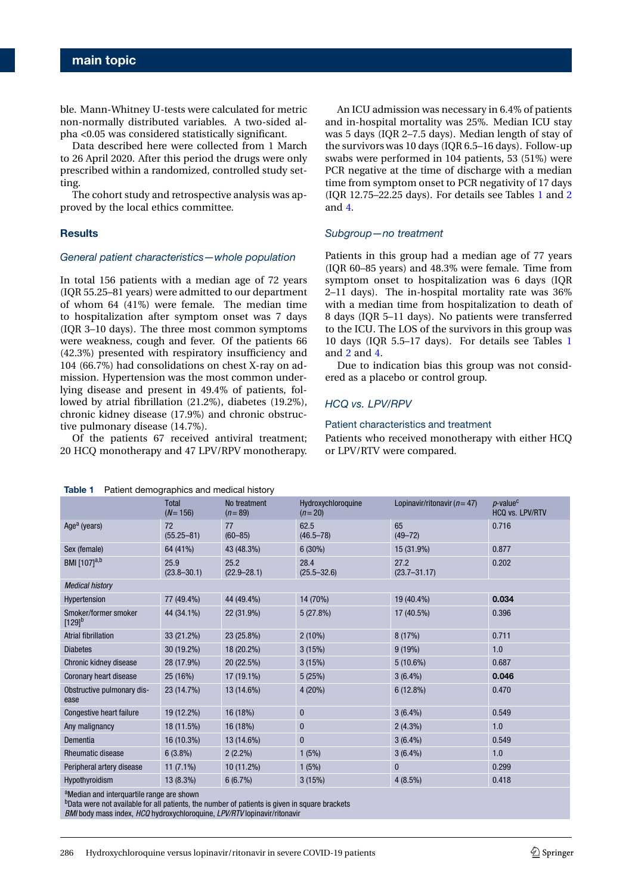ble. Mann-Whitney U-tests were calculated for metric non-normally distributed variables. A two-sided alpha <0.05 was considered statistically significant.

Data described here were collected from 1 March to 26 April 2020. After this period the drugs were only prescribed within a randomized, controlled study setting.

The cohort study and retrospective analysis was approved by the local ethics committee.

## Results

### *General patient characteristics—whole population*

In total 156 patients with a median age of 72 years (IQR 55.25–81 years) were admitted to our department of whom 64 (41%) were female. The median time to hospitalization after symptom onset was 7 days (IQR 3–10 days). The three most common symptoms were weakness, cough and fever. Of the patients 66 (42.3%) presented with respiratory insufficiency and 104 (66.7%) had consolidations on chest X-ray on admission. Hypertension was the most common underlying disease and present in 49.4% of patients, followed by atrial fibrillation (21.2%), diabetes (19.2%), chronic kidney disease (17.9%) and chronic obstructive pulmonary disease (14.7%).

Of the patients 67 received antiviral treatment; 20 HCQ monotherapy and 47 LPV/RPV monotherapy.

An ICU admission was necessary in 6.4% of patients and in-hospital mortality was 25%. Median ICU stay was 5 days (IQR 2–7.5 days). Median length of stay of the survivors was 10 days (IQR 6.5–16 days). Follow-up swabs were performed in 104 patients, 53 (51%) were PCR negative at the time of discharge with a median time from symptom onset to PCR negativity of 17 days (IQR 12.75–22.25 days). For details see Tables 1 and 2 and 4.

### *Subgroup—no treatment*

Patients in this group had a median age of 77 years (IQR 60–85 years) and 48.3% were female. Time from symptom onset to hospitalization was 6 days (IQR 2–11 days). The in-hospital mortality rate was 36% with a median time from hospitalization to death of 8 days (IQR 5–11 days). No patients were transferred to the ICU. The LOS of the survivors in this group was 10 days (IQR 5.5–17 days). For details see Tables 1 and 2 and 4.

Due to indication bias this group was not considered as a placebo or control group.

### *HCQ vs. LPV/RPV*

#### Patient characteristics and treatment

Patients who received monotherapy with either HCQ or LPV/RTV were compared.

**Table 1** Patient demographics and medical history

| | Total ($N$= 156) | No treatment ($n$= 89) | Hydroxychloroquine ($n$= 20) | Lopinavir/ritonavir ($n$= 47) | *p*-value[c] HCQ vs. LPV/RTV |
|---|---|---|---|---|---|
| Age[a] (years) | 72 (55.25–81) | 77 (60–85) | 62.5 (46.5–78) | 65 (49–72) | 0.716 |
| Sex (female) | 64 (41%) | 43 (48.3%) | 6 (30%) | 15 (31.9%) | 0.877 |
| BMI [107][a,b] | 25.9 (23.8–30.1) | 25.2 (22.9–28.1) | 28.4 (25.5–32.6) | 27.2 (23.7–31.17) | 0.202 |
| *Medical history* | | | | | |
| Hypertension | 77 (49.4%) | 44 (49.4%) | 14 (70%) | 19 (40.4%) | **0.034** |
| Smoker/former smoker [129][b] | 44 (34.1%) | 22 (31.9%) | 5 (27.8%) | 17 (40.5%) | 0.396 |
| Atrial fibrillation | 33 (21.2%) | 23 (25.8%) | 2 (10%) | 8 (17%) | 0.711 |
| Diabetes | 30 (19.2%) | 18 (20.2%) | 3 (15%) | 9 (19%) | 1.0 |
| Chronic kidney disease | 28 (17.9%) | 20 (22.5%) | 3 (15%) | 5 (10.6%) | 0.687 |
| Coronary heart disease | 25 (16%) | 17 (19.1%) | 5 (25%) | 3 (6.4%) | **0.046** |
| Obstructive pulmonary disease | 23 (14.7%) | 13 (14.6%) | 4 (20%) | 6 (12.8%) | 0.470 |
| Congestive heart failure | 19 (12.2%) | 16 (18%) | 0 | 3 (6.4%) | 0.549 |
| Any malignancy | 18 (11.5%) | 16 (18%) | 0 | 2 (4.3%) | 1.0 |
| Dementia | 16 (10.3%) | 13 (14.6%) | 0 | 3 (6.4%) | 0.549 |
| Rheumatic disease | 6 (3.8%) | 2 (2.2%) | 1 (5%) | 3 (6.4%) | 1.0 |
| Peripheral artery disease | 11 (7.1%) | 10 (11.2%) | 1 (5%) | 0 | 0.299 |
| Hypothyroidism | 13 (8.3%) | 6 (6.7%) | 3 (15%) | 4 (8.5%) | 0.418 |

[a]Median and interquartile range are shown
[b]Data were not available for all patients, the number of patients is given in square brackets
*BMI* body mass index, *HCQ* hydroxychloroquine, *LPV/RTV* lopinavir/ritonavir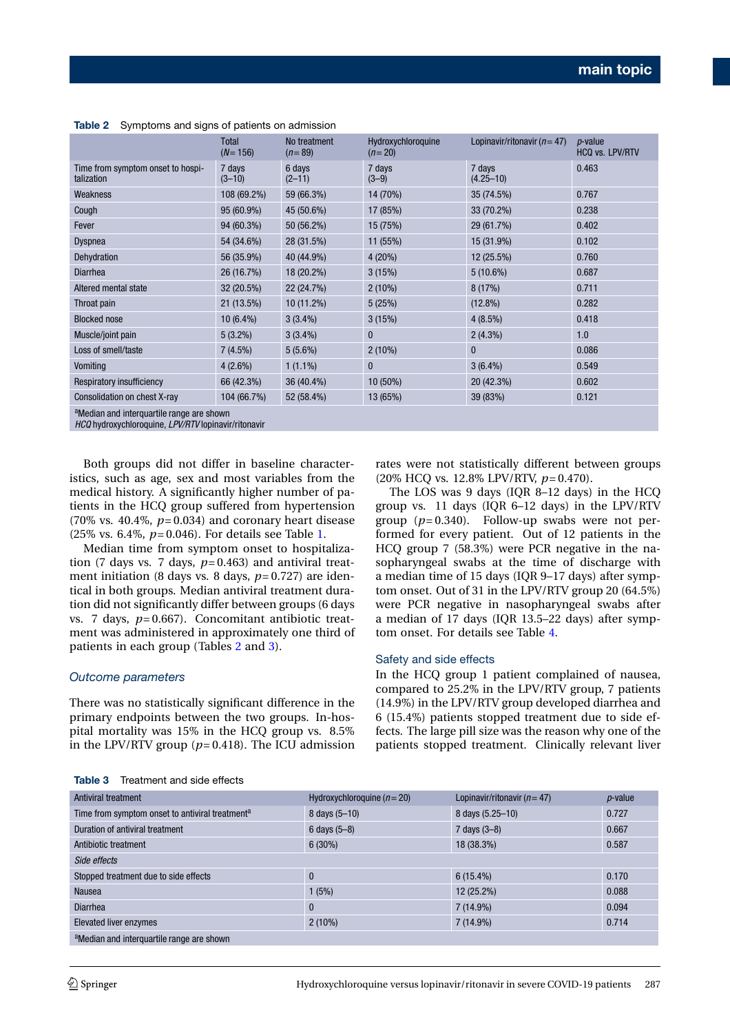**Table 2** Symptoms and signs of patients on admission

| | Total ($N=156$) | No treatment ($n=89$) | Hydroxychloroquine ($n=20$) | Lopinavir/ritonavir ($n=47$) | $p$-value HCQ vs. LPV/RTV |
|---|---|---|---|---|---|
| Time from symptom onset to hospitalization | 7 days (3–10) | 6 days (2–11) | 7 days (3–9) | 7 days (4.25–10) | 0.463 |
| Weakness | 108 (69.2%) | 59 (66.3%) | 14 (70%) | 35 (74.5%) | 0.767 |
| Cough | 95 (60.9%) | 45 (50.6%) | 17 (85%) | 33 (70.2%) | 0.238 |
| Fever | 94 (60.3%) | 50 (56.2%) | 15 (75%) | 29 (61.7%) | 0.402 |
| Dyspnea | 54 (34.6%) | 28 (31.5%) | 11 (55%) | 15 (31.9%) | 0.102 |
| Dehydration | 56 (35.9%) | 40 (44.9%) | 4 (20%) | 12 (25.5%) | 0.760 |
| Diarrhea | 26 (16.7%) | 18 (20.2%) | 3 (15%) | 5 (10.6%) | 0.687 |
| Altered mental state | 32 (20.5%) | 22 (24.7%) | 2 (10%) | 8 (17%) | 0.711 |
| Throat pain | 21 (13.5%) | 10 (11.2%) | 5 (25%) | (12.8%) | 0.282 |
| Blocked nose | 10 (6.4%) | 3 (3.4%) | 3 (15%) | 4 (8.5%) | 0.418 |
| Muscle/joint pain | 5 (3.2%) | 3 (3.4%) | 0 | 2 (4.3%) | 1.0 |
| Loss of smell/taste | 7 (4.5%) | 5 (5.6%) | 2 (10%) | 0 | 0.086 |
| Vomiting | 4 (2.6%) | 1 (1.1%) | 0 | 3 (6.4%) | 0.549 |
| Respiratory insufficiency | 66 (42.3%) | 36 (40.4%) | 10 (50%) | 20 (42.3%) | 0.602 |
| Consolidation on chest X-ray | 104 (66.7%) | 52 (58.4%) | 13 (65%) | 39 (83%) | 0.121 |

[a]Median and interquartile range are shown
*HCQ* hydroxychloroquine, *LPV/RTV* lopinavir/ritonavir

Both groups did not differ in baseline characteristics, such as age, sex and most variables from the medical history. A significantly higher number of patients in the HCQ group suffered from hypertension (70% vs. 40.4%, $p=0.034$) and coronary heart disease (25% vs. 6.4%, $p=0.046$). For details see Table 1.

Median time from symptom onset to hospitalization (7 days vs. 7 days, $p=0.463$) and antiviral treatment initiation (8 days vs. 8 days, $p=0.727$) are identical in both groups. Median antiviral treatment duration did not significantly differ between groups (6 days vs. 7 days, $p=0.667$). Concomitant antibiotic treatment was administered in approximately one third of patients in each group (Tables 2 and 3).

### *Outcome parameters*

There was no statistically significant difference in the primary endpoints between the two groups. In-hospital mortality was 15% in the HCQ group vs. 8.5% in the LPV/RTV group ($p=0.418$). The ICU admission rates were not statistically different between groups (20% HCQ vs. 12.8% LPV/RTV, $p=0.470$).

The LOS was 9 days (IQR 8–12 days) in the HCQ group vs. 11 days (IQR 6–12 days) in the LPV/RTV group ($p=0.340$). Follow-up swabs were not performed for every patient. Out of 12 patients in the HCQ group 7 (58.3%) were PCR negative in the nasopharyngeal swabs at the time of discharge with a median time of 15 days (IQR 9–17 days) after symptom onset. Out of 31 in the LPV/RTV group 20 (64.5%) were PCR negative in nasopharyngeal swabs after a median of 17 days (IQR 13.5–22 days) after symptom onset. For details see Table 4.

### Safety and side effects

In the HCQ group 1 patient complained of nausea, compared to 25.2% in the LPV/RTV group, 7 patients (14.9%) in the LPV/RTV group developed diarrhea and 6 (15.4%) patients stopped treatment due to side effects. The large pill size was the reason why one of the patients stopped treatment. Clinically relevant liver

**Table 3** Treatment and side effects

| Antiviral treatment | Hydroxychloroquine ($n=20$) | Lopinavir/ritonavir ($n=47$) | $p$-value |
|---|---|---|---|
| Time from symptom onset to antiviral treatment[a] | 8 days (5–10) | 8 days (5.25–10) | 0.727 |
| Duration of antiviral treatment | 6 days (5–8) | 7 days (3–8) | 0.667 |
| Antibiotic treatment | 6 (30%) | 18 (38.3%) | 0.587 |
| *Side effects* | | | |
| Stopped treatment due to side effects | 0 | 6 (15.4%) | 0.170 |
| Nausea | 1 (5%) | 12 (25.2%) | 0.088 |
| Diarrhea | 0 | 7 (14.9%) | 0.094 |
| Elevated liver enzymes | 2 (10%) | 7 (14.9%) | 0.714 |

[a]Median and interquartile range are shown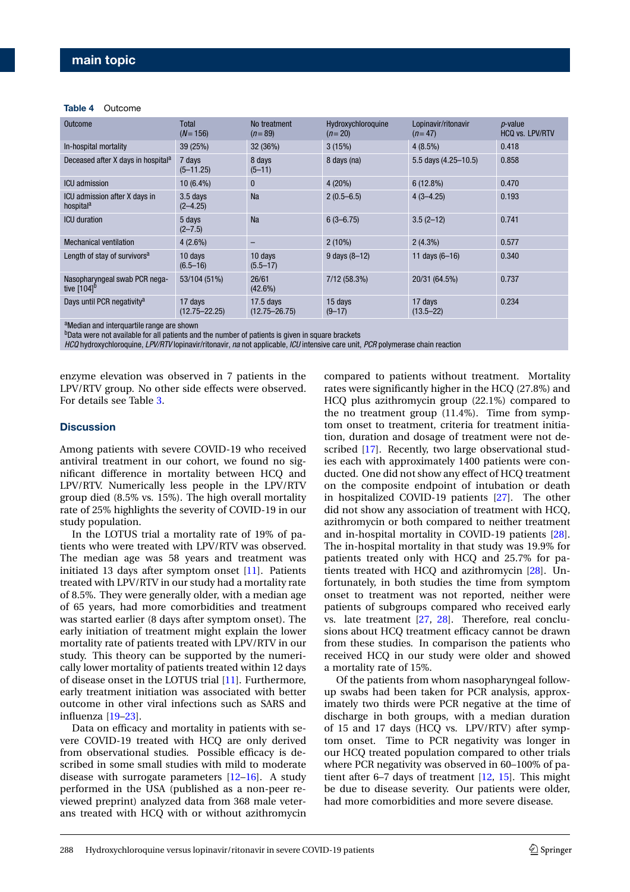**Table 4** Outcome

| Outcome | Total ($N$ = 156) | No treatment ($n$ = 89) | Hydroxychloroquine ($n$ = 20) | Lopinavir/ritonavir ($n$ = 47) | $p$-value HCQ vs. LPV/RTV |
|---|---|---|---|---|---|
| In-hospital mortality | 39 (25%) | 32 (36%) | 3 (15%) | 4 (8.5%) | 0.418 |
| Deceased after X days in hospital[a] | 7 days (5–11.25) | 8 days (5–11) | 8 days (na) | 5.5 days (4.25–10.5) | 0.858 |
| ICU admission | 10 (6.4%) | 0 | 4 (20%) | 6 (12.8%) | 0.470 |
| ICU admission after X days in hospital[a] | 3.5 days (2–4.25) | Na | 2 (0.5–6.5) | 4 (3–4.25) | 0.193 |
| ICU duration | 5 days (2–7.5) | Na | 6 (3–6.75) | 3.5 (2–12) | 0.741 |
| Mechanical ventilation | 4 (2.6%) | – | 2 (10%) | 2 (4.3%) | 0.577 |
| Length of stay of survivors[a] | 10 days (6.5–16) | 10 days (5.5–17) | 9 days (8–12) | 11 days (6–16) | 0.340 |
| Nasopharyngeal swab PCR negative [104][b] | 53/104 (51%) | 26/61 (42.6%) | 7/12 (58.3%) | 20/31 (64.5%) | 0.737 |
| Days until PCR negativity[a] | 17 days (12.75–22.25) | 17.5 days (12.75–26.75) | 15 days (9–17) | 17 days (13.5–22) | 0.234 |

[a]Median and interquartile range are shown
[b]Data were not available for all patients and the number of patients is given in square brackets
*HCQ* hydroxychloroquine, *LPV/RTV* lopinavir/ritonavir, *na* not applicable, *ICU* intensive care unit, *PCR* polymerase chain reaction

enzyme elevation was observed in 7 patients in the LPV/RTV group. No other side effects were observed. For details see Table 3.

## Discussion

Among patients with severe COVID-19 who received antiviral treatment in our cohort, we found no significant difference in mortality between HCQ and LPV/RTV. Numerically less people in the LPV/RTV group died (8.5% vs. 15%). The high overall mortality rate of 25% highlights the severity of COVID-19 in our study population.

In the LOTUS trial a mortality rate of 19% of patients who were treated with LPV/RTV was observed. The median age was 58 years and treatment was initiated 13 days after symptom onset [11]. Patients treated with LPV/RTV in our study had a mortality rate of 8.5%. They were generally older, with a median age of 65 years, had more comorbidities and treatment was started earlier (8 days after symptom onset). The early initiation of treatment might explain the lower mortality rate of patients treated with LPV/RTV in our study. This theory can be supported by the numerically lower mortality of patients treated within 12 days of disease onset in the LOTUS trial [11]. Furthermore, early treatment initiation was associated with better outcome in other viral infections such as SARS and influenza [19–23].

Data on efficacy and mortality in patients with severe COVID-19 treated with HCQ are only derived from observational studies. Possible efficacy is described in some small studies with mild to moderate disease with surrogate parameters [12–16]. A study performed in the USA (published as a non-peer reviewed preprint) analyzed data from 368 male veterans treated with HCQ with or without azithromycin compared to patients without treatment. Mortality rates were significantly higher in the HCQ (27.8%) and HCQ plus azithromycin group (22.1%) compared to the no treatment group (11.4%). Time from symptom onset to treatment, criteria for treatment initiation, duration and dosage of treatment were not described [17]. Recently, two large observational studies each with approximately 1400 patients were conducted. One did not show any effect of HCQ treatment on the composite endpoint of intubation or death in hospitalized COVID-19 patients [27]. The other did not show any association of treatment with HCQ, azithromycin or both compared to neither treatment and in-hospital mortality in COVID-19 patients [28]. The in-hospital mortality in that study was 19.9% for patients treated only with HCQ and 25.7% for patients treated with HCQ and azithromycin [28]. Unfortunately, in both studies the time from symptom onset to treatment was not reported, neither were patients of subgroups compared who received early vs. late treatment [27, 28]. Therefore, real conclusions about HCQ treatment efficacy cannot be drawn from these studies. In comparison the patients who received HCQ in our study were older and showed a mortality rate of 15%.

Of the patients from whom nasopharyngeal follow-up swabs had been taken for PCR analysis, approximately two thirds were PCR negative at the time of discharge in both groups, with a median duration of 15 and 17 days (HCQ vs. LPV/RTV) after symptom onset. Time to PCR negativity was longer in our HCQ treated population compared to other trials where PCR negativity was observed in 60–100% of patient after 6–7 days of treatment [12, 15]. This might be due to disease severity. Our patients were older, had more comorbidities and more severe disease.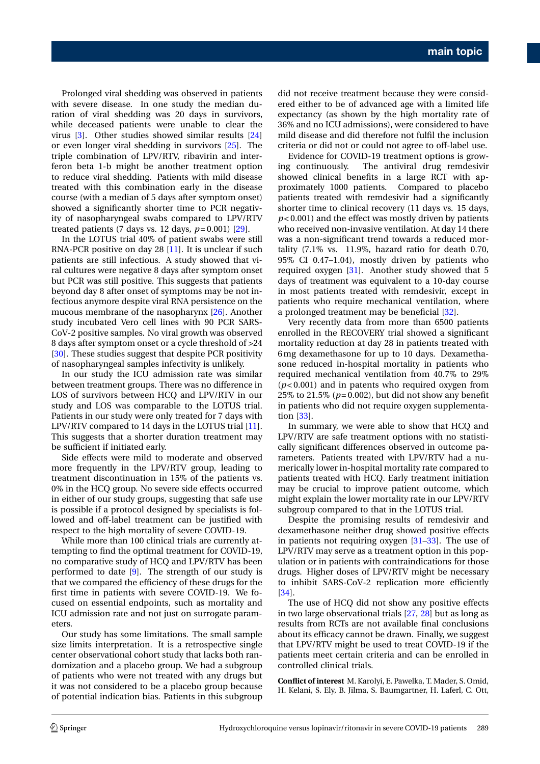Prolonged viral shedding was observed in patients with severe disease. In one study the median duration of viral shedding was 20 days in survivors, while deceased patients were unable to clear the virus [3]. Other studies showed similar results [24] or even longer viral shedding in survivors [25]. The triple combination of LPV/RTV, ribavirin and interferon beta 1-b might be another treatment option to reduce viral shedding. Patients with mild disease treated with this combination early in the disease course (with a median of 5 days after symptom onset) showed a significantly shorter time to PCR negativity of nasopharyngeal swabs compared to LPV/RTV treated patients (7 days vs. 12 days, $p = 0.001$) [29].

In the LOTUS trial 40% of patient swabs were still RNA-PCR positive on day 28 [11]. It is unclear if such patients are still infectious. A study showed that viral cultures were negative 8 days after symptom onset but PCR was still positive. This suggests that patients beyond day 8 after onset of symptoms may be not infectious anymore despite viral RNA persistence on the mucous membrane of the nasopharynx [26]. Another study incubated Vero cell lines with 90 PCR SARS-CoV-2 positive samples. No viral growth was observed 8 days after symptom onset or a cycle threshold of >24 [30]. These studies suggest that despite PCR positivity of nasopharyngeal samples infectivity is unlikely.

In our study the ICU admission rate was similar between treatment groups. There was no difference in LOS of survivors between HCQ and LPV/RTV in our study and LOS was comparable to the LOTUS trial. Patients in our study were only treated for 7 days with LPV/RTV compared to 14 days in the LOTUS trial [11]. This suggests that a shorter duration treatment may be sufficient if initiated early.

Side effects were mild to moderate and observed more frequently in the LPV/RTV group, leading to treatment discontinuation in 15% of the patients vs. 0% in the HCQ group. No severe side effects occurred in either of our study groups, suggesting that safe use is possible if a protocol designed by specialists is followed and off-label treatment can be justified with respect to the high mortality of severe COVID-19.

While more than 100 clinical trials are currently attempting to find the optimal treatment for COVID-19, no comparative study of HCQ and LPV/RTV has been performed to date [9]. The strength of our study is that we compared the efficiency of these drugs for the first time in patients with severe COVID-19. We focused on essential endpoints, such as mortality and ICU admission rate and not just on surrogate parameters.

Our study has some limitations. The small sample size limits interpretation. It is a retrospective single center observational cohort study that lacks both randomization and a placebo group. We had a subgroup of patients who were not treated with any drugs but it was not considered to be a placebo group because of potential indication bias. Patients in this subgroup did not receive treatment because they were considered either to be of advanced age with a limited life expectancy (as shown by the high mortality rate of 36% and no ICU admissions), were considered to have mild disease and did therefore not fulfil the inclusion criteria or did not or could not agree to off-label use.

Evidence for COVID-19 treatment options is growing continuously. The antiviral drug remdesivir showed clinical benefits in a large RCT with approximately 1000 patients. Compared to placebo patients treated with remdesivir had a significantly shorter time to clinical recovery (11 days vs. 15 days, $p < 0.001$) and the effect was mostly driven by patients who received non-invasive ventilation. At day 14 there was a non-significant trend towards a reduced mortality (7.1% vs. 11.9%, hazard ratio for death 0.70, 95% CI 0.47–1.04), mostly driven by patients who required oxygen [31]. Another study showed that 5 days of treatment was equivalent to a 10-day course in most patients treated with remdesivir, except in patients who require mechanical ventilation, where a prolonged treatment may be beneficial [32].

Very recently data from more than 6500 patients enrolled in the RECOVERY trial showed a significant mortality reduction at day 28 in patients treated with 6 mg dexamethasone for up to 10 days. Dexamethasone reduced in-hospital mortality in patients who required mechanical ventilation from 40.7% to 29% ($p < 0.001$) and in patents who required oxygen from 25% to 21.5% ($p = 0.002$), but did not show any benefit in patients who did not require oxygen supplementation [33].

In summary, we were able to show that HCQ and LPV/RTV are safe treatment options with no statistically significant differences observed in outcome parameters. Patients treated with LPV/RTV had a numerically lower in-hospital mortality rate compared to patients treated with HCQ. Early treatment initiation may be crucial to improve patient outcome, which might explain the lower mortality rate in our LPV/RTV subgroup compared to that in the LOTUS trial.

Despite the promising results of remdesivir and dexamethasone neither drug showed positive effects in patients not requiring oxygen [31–33]. The use of LPV/RTV may serve as a treatment option in this population or in patients with contraindications for those drugs. Higher doses of LPV/RTV might be necessary to inhibit SARS-CoV-2 replication more efficiently [34].

The use of HCQ did not show any positive effects in two large observational trials [27, 28] but as long as results from RCTs are not available final conclusions about its efficacy cannot be drawn. Finally, we suggest that LPV/RTV might be used to treat COVID-19 if the patients meet certain criteria and can be enrolled in controlled clinical trials.

**Conflict of interest** M. Karolyi, E. Pawelka, T. Mader, S. Omid, H. Kelani, S. Ely, B. Jilma, S. Baumgartner, H. Laferl, C. Ott,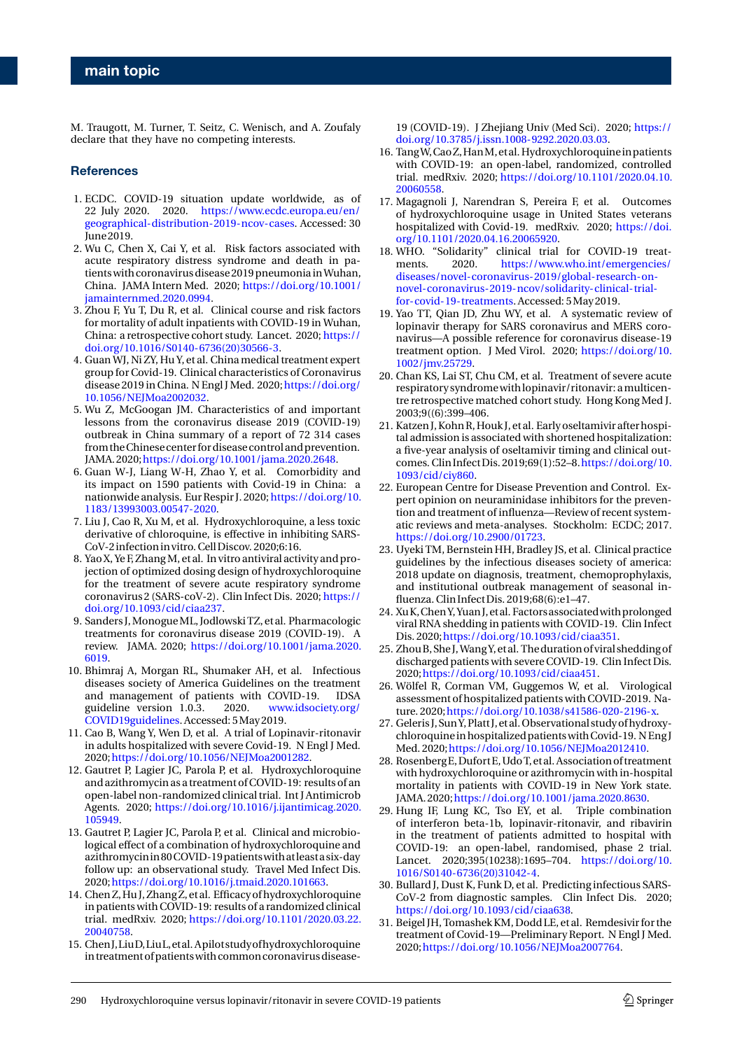M. Traugott, M. Turner, T. Seitz, C. Wenisch, and A. Zoufaly declare that they have no competing interests.

## References

1. ECDC. COVID-19 situation update worldwide, as of 22 July 2020. 2020. https://www.ecdc.europa.eu/en/geographical-distribution-2019-ncov-cases. Accessed: 30 June 2019.
2. Wu C, Chen X, Cai Y, et al. Risk factors associated with acute respiratory distress syndrome and death in patients with coronavirus disease 2019 pneumonia in Wuhan, China. JAMA Intern Med. 2020; https://doi.org/10.1001/jamainternmed.2020.0994.
3. Zhou F, Yu T, Du R, et al. Clinical course and risk factors for mortality of adult inpatients with COVID-19 in Wuhan, China: a retrospective cohort study. Lancet. 2020; https://doi.org/10.1016/S0140-6736(20)30566-3.
4. Guan WJ, Ni ZY, Hu Y, et al. China medical treatment expert group for Covid-19. Clinical characteristics of Coronavirus disease 2019 in China. N Engl J Med. 2020; https://doi.org/10.1056/NEJMoa2002032.
5. Wu Z, McGoogan JM. Characteristics of and important lessons from the coronavirus disease 2019 (COVID-19) outbreak in China summary of a report of 72 314 cases from the Chinese center for disease control and prevention. JAMA. 2020; https://doi.org/10.1001/jama.2020.2648.
6. Guan W-J, Liang W-H, Zhao Y, et al. Comorbidity and its impact on 1590 patients with Covid-19 in China: a nationwide analysis. Eur Respir J. 2020; https://doi.org/10.1183/13993003.00547-2020.
7. Liu J, Cao R, Xu M, et al. Hydroxychloroquine, a less toxic derivative of chloroquine, is effective in inhibiting SARS-CoV-2 infection in vitro. Cell Discov. 2020;6:16.
8. Yao X, Ye F, Zhang M, et al. In vitro antiviral activity and projection of optimized dosing design of hydroxychloroquine for the treatment of severe acute respiratory syndrome coronavirus 2 (SARS-coV-2). Clin Infect Dis. 2020; https://doi.org/10.1093/cid/ciaa237.
9. Sanders J, Monogue ML, Jodlowski TZ, et al. Pharmacologic treatments for coronavirus disease 2019 (COVID-19). A review. JAMA. 2020; https://doi.org/10.1001/jama.2020.6019.
10. Bhimraj A, Morgan RL, Shumaker AH, et al. Infectious diseases society of America Guidelines on the treatment and management of patients with COVID-19. IDSA guideline version 1.0.3. 2020. www.idsociety.org/COVID19guidelines. Accessed: 5 May 2019.
11. Cao B, Wang Y, Wen D, et al. A trial of Lopinavir-ritonavir in adults hospitalized with severe Covid-19. N Engl J Med. 2020; https://doi.org/10.1056/NEJMoa2001282.
12. Gautret P, Lagier JC, Parola P, et al. Hydroxychloroquine and azithromycin as a treatment of COVID-19: results of an open-label non-randomized clinical trial. Int J Antimicrob Agents. 2020; https://doi.org/10.1016/j.ijantimicag.2020.105949.
13. Gautret P, Lagier JC, Parola P, et al. Clinical and microbiological effect of a combination of hydroxychloroquine and azithromycin in 80 COVID-19 patients with at least a six-day follow up: an observational study. Travel Med Infect Dis. 2020; https://doi.org/10.1016/j.tmaid.2020.101663.
14. Chen Z, Hu J, Zhang Z, et al. Efficacy of hydroxychloroquine in patients with COVID-19: results of a randomized clinical trial. medRxiv. 2020; https://doi.org/10.1101/2020.03.22.20040758.
15. Chen J, Liu D, Liu L, et al. A pilot study of hydroxychloroquine in treatment of patients with common coronavirus disease-19 (COVID-19). J Zhejiang Univ (Med Sci). 2020; https://doi.org/10.3785/j.issn.1008-9292.2020.03.03.
16. Tang W, Cao Z, Han M, et al. Hydroxychloroquine in patients with COVID-19: an open-label, randomized, controlled trial. medRxiv. 2020; https://doi.org/10.1101/2020.04.10.20060558.
17. Magagnoli J, Narendran S, Pereira F, et al. Outcomes of hydroxychloroquine usage in United States veterans hospitalized with Covid-19. medRxiv. 2020; https://doi.org/10.1101/2020.04.16.20065920.
18. WHO. "Solidarity" clinical trial for COVID-19 treatments. 2020. https://www.who.int/emergencies/diseases/novel-coronavirus-2019/global-research-on-novel-coronavirus-2019-ncov/solidarity-clinical-trial-for-covid-19-treatments. Accessed: 5 May 2019.
19. Yao TT, Qian JD, Zhu WY, et al. A systematic review of lopinavir therapy for SARS coronavirus and MERS coronavirus—A possible reference for coronavirus disease-19 treatment option. J Med Virol. 2020; https://doi.org/10.1002/jmv.25729.
20. Chan KS, Lai ST, Chu CM, et al. Treatment of severe acute respiratory syndrome with lopinavir/ritonavir: a multicentre retrospective matched cohort study. Hong Kong Med J. 2003;9((6):399–406.
21. Katzen J, Kohn R, Houk J, et al. Early oseltamivir after hospital admission is associated with shortened hospitalization: a five-year analysis of oseltamivir timing and clinical outcomes. Clin Infect Dis. 2019;69(1):52–8. https://doi.org/10.1093/cid/ciy860.
22. European Centre for Disease Prevention and Control. Expert opinion on neuraminidase inhibitors for the prevention and treatment of influenza—Review of recent systematic reviews and meta-analyses. Stockholm: ECDC; 2017. https://doi.org/10.2900/01723.
23. Uyeki TM, Bernstein HH, Bradley JS, et al. Clinical practice guidelines by the infectious diseases society of america: 2018 update on diagnosis, treatment, chemoprophylaxis, and institutional outbreak management of seasonal influenza. Clin Infect Dis. 2019;68(6):e1–47.
24. Xu K, Chen Y, Yuan J, et al. Factors associated with prolonged viral RNA shedding in patients with COVID-19. Clin Infect Dis. 2020; https://doi.org/10.1093/cid/ciaa351.
25. Zhou B, She J, Wang Y, et al. The duration of viral shedding of discharged patients with severe COVID-19. Clin Infect Dis. 2020; https://doi.org/10.1093/cid/ciaa451.
26. Wölfel R, Corman VM, Guggemos W, et al. Virological assessment of hospitalized patients with COVID-2019. Nature. 2020; https://doi.org/10.1038/s41586-020-2196-x.
27. Geleris J, Sun Y, Platt J, et al. Observational study of hydroxychloroquine in hospitalized patients with Covid-19. N Eng J Med. 2020; https://doi.org/10.1056/NEJMoa2012410.
28. Rosenberg E, Dufort E, Udo T, et al. Association of treatment with hydroxychloroquine or azithromycin with in-hospital mortality in patients with COVID-19 in New York state. JAMA. 2020; https://doi.org/10.1001/jama.2020.8630.
29. Hung IF, Lung KC, Tso EY, et al. Triple combination of interferon beta-1b, lopinavir-ritonavir, and ribavirin in the treatment of patients admitted to hospital with COVID-19: an open-label, randomised, phase 2 trial. Lancet. 2020;395(10238):1695–704. https://doi.org/10.1016/S0140-6736(20)31042-4.
30. Bullard J, Dust K, Funk D, et al. Predicting infectious SARS-CoV-2 from diagnostic samples. Clin Infect Dis. 2020; https://doi.org/10.1093/cid/ciaa638.
31. Beigel JH, Tomashek KM, Dodd LE, et al. Remdesivir for the treatment of Covid-19—Preliminary Report. N Engl J Med. 2020; https://doi.org/10.1056/NEJMoa2007764.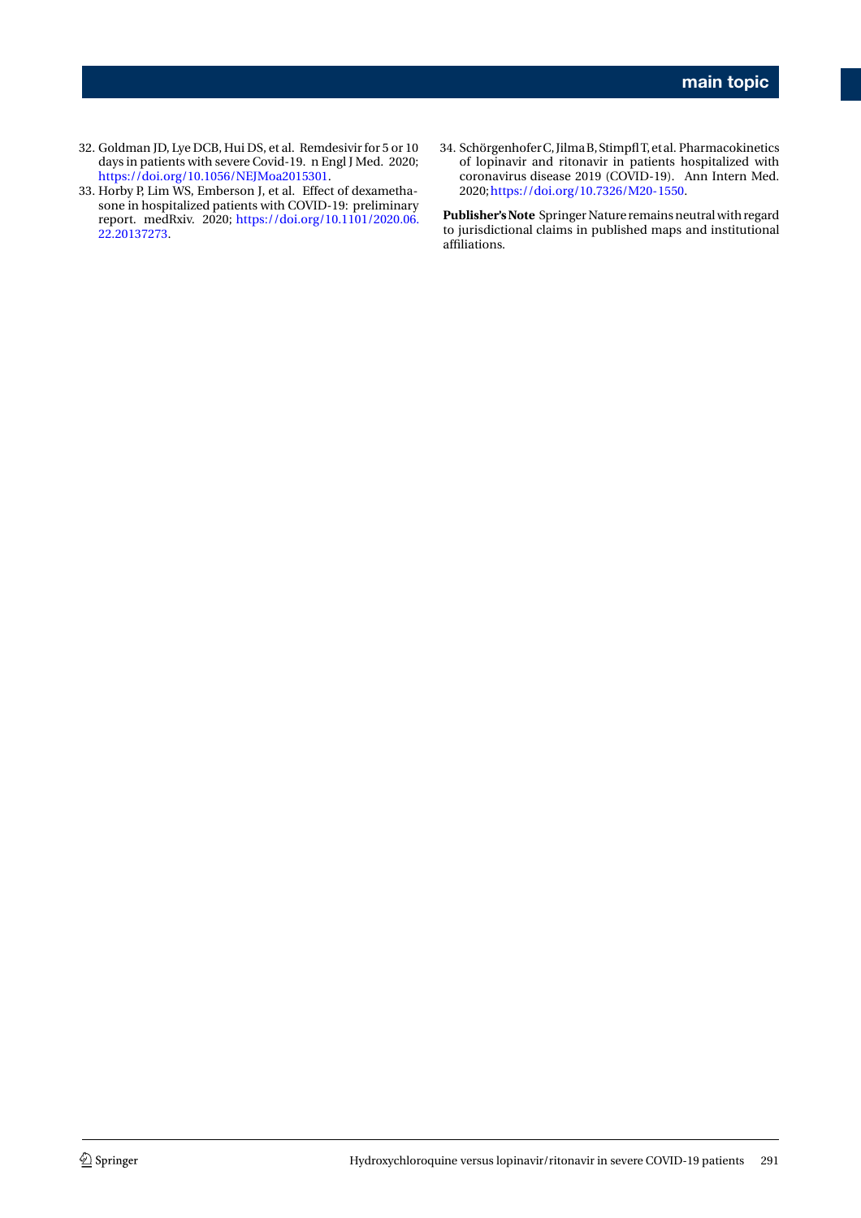32. Goldman JD, Lye DCB, Hui DS, et al. Remdesivir for 5 or 10 days in patients with severe Covid-19. n Engl J Med. 2020; https://doi.org/10.1056/NEJMoa2015301.
33. Horby P, Lim WS, Emberson J, et al. Effect of dexamethasone in hospitalized patients with COVID-19: preliminary report. medRxiv. 2020; https://doi.org/10.1101/2020.06.22.20137273.
34. Schörgenhofer C, Jilma B, Stimpfl T, et al. Pharmacokinetics of lopinavir and ritonavir in patients hospitalized with coronavirus disease 2019 (COVID-19). Ann Intern Med. 2020; https://doi.org/10.7326/M20-1550.

**Publisher's Note** Springer Nature remains neutral with regard to jurisdictional claims in published maps and institutional affiliations.